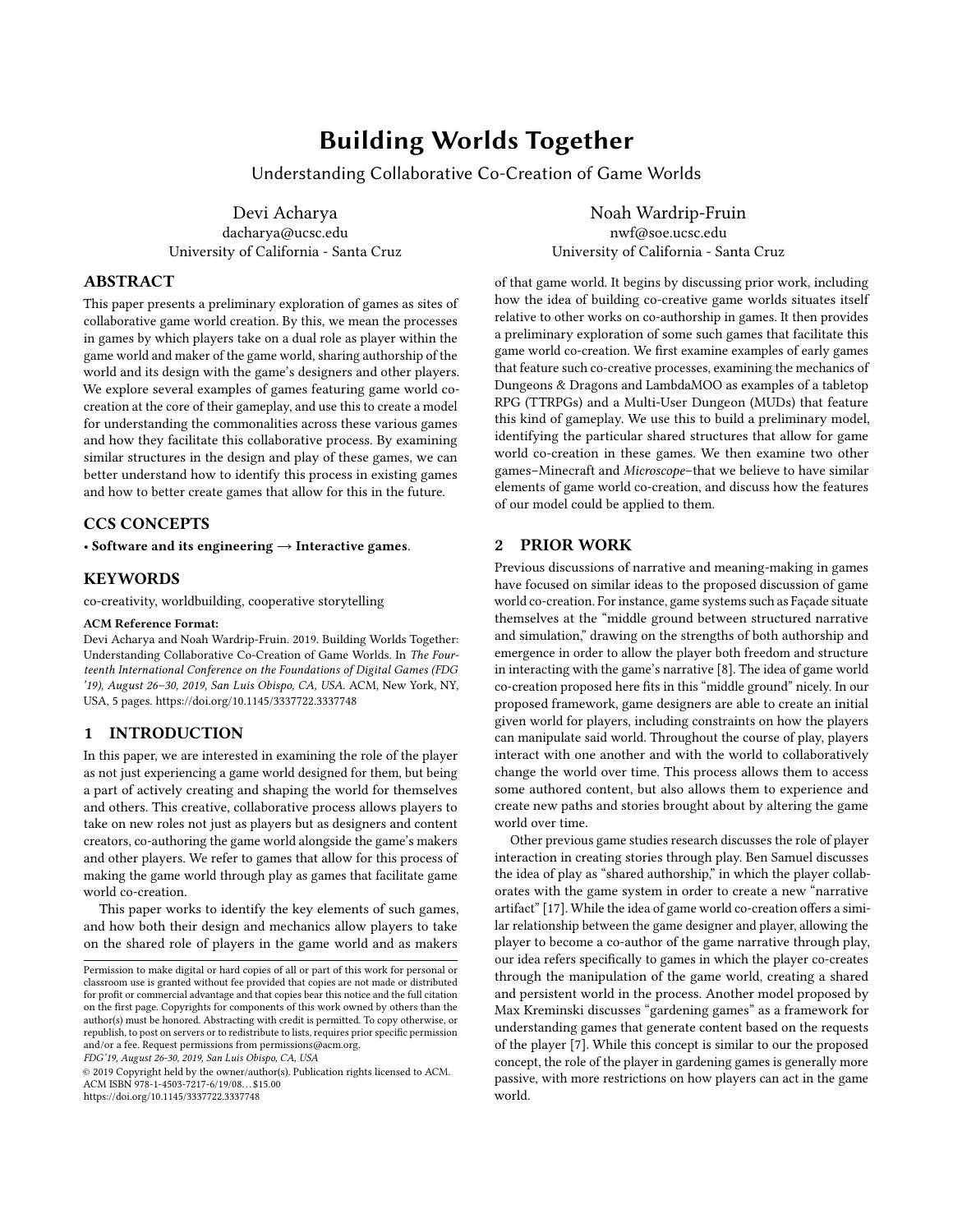# Building Worlds Together

Understanding Collaborative Co-Creation of Game Worlds

Devi Acharya
dacharya@ucsc.edu
University of California - Santa Cruz

Noah Wardrip-Fruin
nwf@soe.ucsc.edu
University of California - Santa Cruz

## ABSTRACT

This paper presents a preliminary exploration of games as sites of collaborative game world creation. By this, we mean the processes in games by which players take on a dual role as player within the game world and maker of the game world, sharing authorship of the world and its design with the game's designers and other players. We explore several examples of games featuring game world co-creation at the core of their gameplay, and use this to create a model for understanding the commonalities across these various games and how they facilitate this collaborative process. By examining similar structures in the design and play of these games, we can better understand how to identify this process in existing games and how to better create games that allow for this in the future.

## CCS CONCEPTS

• **Software and its engineering → Interactive games**.

## KEYWORDS

co-creativity, worldbuilding, cooperative storytelling

**ACM Reference Format:**

Devi Acharya and Noah Wardrip-Fruin. 2019. Building Worlds Together: Understanding Collaborative Co-Creation of Game Worlds. In *The Fourteenth International Conference on the Foundations of Digital Games (FDG '19), August 26–30, 2019, San Luis Obispo, CA, USA.* ACM, New York, NY, USA, 5 pages. https://doi.org/10.1145/3337722.3337748

## 1 INTRODUCTION

In this paper, we are interested in examining the role of the player as not just experiencing a game world designed for them, but being a part of actively creating and shaping the world for themselves and others. This creative, collaborative process allows players to take on new roles not just as players but as designers and content creators, co-authoring the game world alongside the game's makers and other players. We refer to games that allow for this process of making the game world through play as games that facilitate game world co-creation.

This paper works to identify the key elements of such games, and how both their design and mechanics allow players to take on the shared role of players in the game world and as makers of that game world. It begins by discussing prior work, including how the idea of building co-creative game worlds situates itself relative to other works on co-authorship in games. It then provides a preliminary exploration of some such games that facilitate this game world co-creation. We first examine examples of early games that feature such co-creative processes, examining the mechanics of Dungeons & Dragons and LambdaMOO as examples of a tabletop RPG (TTRPGs) and a Multi-User Dungeon (MUDs) that feature this kind of gameplay. We use this to build a preliminary model, identifying the particular shared structures that allow for game world co-creation in these games. We then examine two other games–Minecraft and *Microscope*–that we believe to have similar elements of game world co-creation, and discuss how the features of our model could be applied to them.

## 2 PRIOR WORK

Previous discussions of narrative and meaning-making in games have focused on similar ideas to the proposed discussion of game world co-creation. For instance, game systems such as Façade situate themselves at the "middle ground between structured narrative and simulation," drawing on the strengths of both authorship and emergence in order to allow the player both freedom and structure in interacting with the game's narrative [8]. The idea of game world co-creation proposed here fits in this "middle ground" nicely. In our proposed framework, game designers are able to create an initial given world for players, including constraints on how the players can manipulate said world. Throughout the course of play, players interact with one another and with the world to collaboratively change the world over time. This process allows them to access some authored content, but also allows them to experience and create new paths and stories brought about by altering the game world over time.

Other previous game studies research discusses the role of player interaction in creating stories through play. Ben Samuel discusses the idea of play as "shared authorship," in which the player collaborates with the game system in order to create a new "narrative artifact" [17]. While the idea of game world co-creation offers a similar relationship between the game designer and player, allowing the player to become a co-author of the game narrative through play, our idea refers specifically to games in which the player co-creates through the manipulation of the game world, creating a shared and persistent world in the process. Another model proposed by Max Kreminski discusses "gardening games" as a framework for understanding games that generate content based on the requests of the player [7]. While this concept is similar to our the proposed concept, the role of the player in gardening games is generally more passive, with more restrictions on how players can act in the game world.

---

Permission to make digital or hard copies of all or part of this work for personal or classroom use is granted without fee provided that copies are not made or distributed for profit or commercial advantage and that copies bear this notice and the full citation on the first page. Copyrights for components of this work owned by others than the author(s) must be honored. Abstracting with credit is permitted. To copy otherwise, or republish, to post on servers or to redistribute to lists, requires prior specific permission and/or a fee. Request permissions from permissions@acm.org.

*FDG'19, August 26-30, 2019, San Luis Obispo, CA, USA*

© 2019 Copyright held by the owner/author(s). Publication rights licensed to ACM.
ACM ISBN 978-1-4503-7217-6/19/08…$15.00
https://doi.org/10.1145/3337722.3337748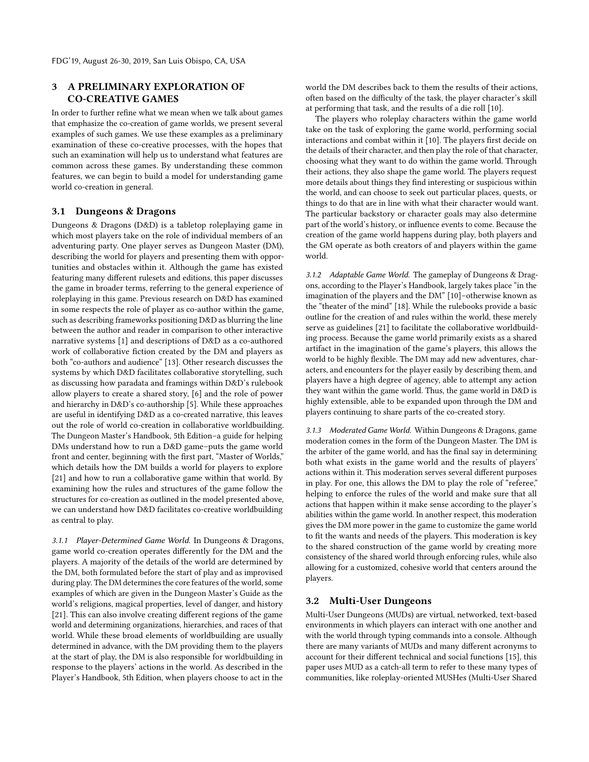## 3 A PRELIMINARY EXPLORATION OF CO-CREATIVE GAMES

In order to further refine what we mean when we talk about games that emphasize the co-creation of game worlds, we present several examples of such games. We use these examples as a preliminary examination of these co-creative processes, with the hopes that such an examination will help us to understand what features are common across these games. By understanding these common features, we can begin to build a model for understanding game world co-creation in general.

### 3.1 Dungeons & Dragons

Dungeons & Dragons (D&D) is a tabletop roleplaying game in which most players take on the role of individual members of an adventuring party. One player serves as Dungeon Master (DM), describing the world for players and presenting them with opportunities and obstacles within it. Although the game has existed featuring many different rulesets and editions, this paper discusses the game in broader terms, referring to the general experience of roleplaying in this game. Previous research on D&D has examined in some respects the role of player as co-author within the game, such as describing frameworks positioning D&D as blurring the line between the author and reader in comparison to other interactive narrative systems [1] and descriptions of D&D as a co-authored work of collaborative fiction created by the DM and players as both "co-authors and audience" [13]. Other research discusses the systems by which D&D facilitates collaborative storytelling, such as discussing how paradata and framings within D&D's rulebook allow players to create a shared story, [6] and the role of power and hierarchy in D&D's co-authorship [5]. While these approaches are useful in identifying D&D as a co-created narrative, this leaves out the role of world co-creation in collaborative worldbuilding. The Dungeon Master's Handbook, 5th Edition–a guide for helping DMs understand how to run a D&D game–puts the game world front and center, beginning with the first part, "Master of Worlds," which details how the DM builds a world for players to explore [21] and how to run a collaborative game within that world. By examining how the rules and structures of the game follow the structures for co-creation as outlined in the model presented above, we can understand how D&D facilitates co-creative worldbuilding as central to play.

*3.1.1 Player-Determined Game World.* In Dungeons & Dragons, game world co-creation operates differently for the DM and the players. A majority of the details of the world are determined by the DM, both formulated before the start of play and as improvised during play. The DM determines the core features of the world, some examples of which are given in the Dungeon Master's Guide as the world's religions, magical properties, level of danger, and history [21]. This can also involve creating different regions of the game world and determining organizations, hierarchies, and races of that world. While these broad elements of worldbuilding are usually determined in advance, with the DM providing them to the players at the start of play, the DM is also responsible for worldbuilding in response to the players' actions in the world. As described in the Player's Handbook, 5th Edition, when players choose to act in the world the DM describes back to them the results of their actions, often based on the difficulty of the task, the player character's skill at performing that task, and the results of a die roll [10].

The players who roleplay characters within the game world take on the task of exploring the game world, performing social interactions and combat within it [10]. The players first decide on the details of their character, and then play the role of that character, choosing what they want to do within the game world. Through their actions, they also shape the game world. The players request more details about things they find interesting or suspicious within the world, and can choose to seek out particular places, quests, or things to do that are in line with what their character would want. The particular backstory or character goals may also determine part of the world's history, or influence events to come. Because the creation of the game world happens during play, both players and the GM operate as both creators of and players within the game world.

*3.1.2 Adaptable Game World.* The gameplay of Dungeons & Dragons, according to the Player's Handbook, largely takes place "in the imagination of the players and the DM" [10]–otherwise known as the "theater of the mind" [18]. While the rulebooks provide a basic outline for the creation of and rules within the world, these merely serve as guidelines [21] to facilitate the collaborative worldbuilding process. Because the game world primarily exists as a shared artifact in the imagination of the game's players, this allows the world to be highly flexible. The DM may add new adventures, characters, and encounters for the player easily by describing them, and players have a high degree of agency, able to attempt any action they want within the game world. Thus, the game world in D&D is highly extensible, able to be expanded upon through the DM and players continuing to share parts of the co-created story.

*3.1.3 Moderated Game World.* Within Dungeons & Dragons, game moderation comes in the form of the Dungeon Master. The DM is the arbiter of the game world, and has the final say in determining both what exists in the game world and the results of players' actions within it. This moderation serves several different purposes in play. For one, this allows the DM to play the role of "referee," helping to enforce the rules of the world and make sure that all actions that happen within it make sense according to the player's abilities within the game world. In another respect, this moderation gives the DM more power in the game to customize the game world to fit the wants and needs of the players. This moderation is key to the shared construction of the game world by creating more consistency of the shared world through enforcing rules, while also allowing for a customized, cohesive world that centers around the players.

### 3.2 Multi-User Dungeons

Multi-User Dungeons (MUDs) are virtual, networked, text-based environments in which players can interact with one another and with the world through typing commands into a console. Although there are many variants of MUDs and many different acronyms to account for their different technical and social functions [15], this paper uses MUD as a catch-all term to refer to these many types of communities, like roleplay-oriented MUSHes (Multi-User Shared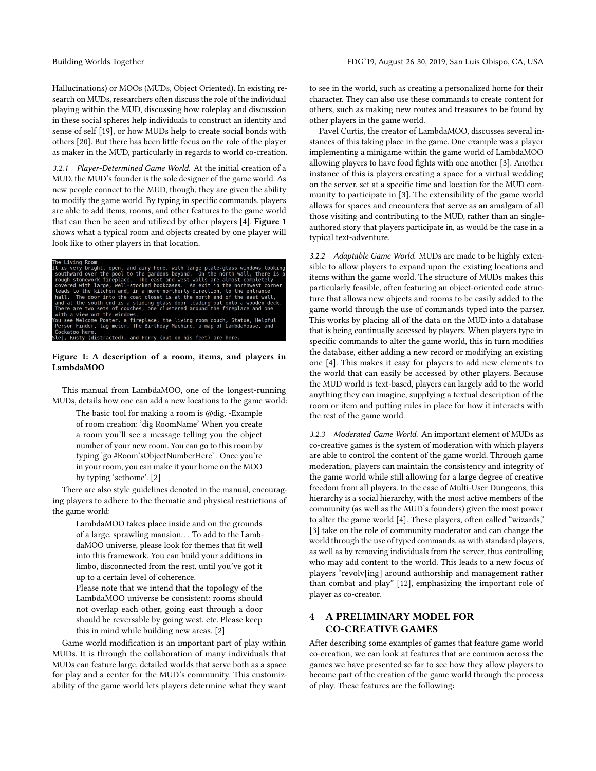Hallucinations) or MOOs (MUDs, Object Oriented). In existing research on MUDs, researchers often discuss the role of the individual playing within the MUD, discussing how roleplay and discussion in these social spheres help individuals to construct an identity and sense of self [19], or how MUDs help to create social bonds with others [20]. But there has been little focus on the role of the player as maker in the MUD, particularly in regards to world co-creation.

*3.2.1 Player-Determined Game World.* At the initial creation of a MUD, the MUD's founder is the sole designer of the game world. As new people connect to the MUD, though, they are given the ability to modify the game world. By typing in specific commands, players are able to add items, rooms, and other features to the game world that can then be seen and utilized by other players [4]. **Figure 1** shows what a typical room and objects created by one player will look like to other players in that location.

```
The Living Room
It is very bright, open, and airy here, with large plate-glass windows looking
 southward over the pool to the gardens beyond.  On the north wall, there is a
 rough stonework fireplace.  The east and west walls are almost completely
 covered with large, well-stocked bookcases.  An exit in the northwest corner
 leads to the kitchen and, in a more northerly direction, to the entrance
 hall.  The door into the coat closet is at the north end of the east wall,
 and at the south end is a sliding glass door leading out onto a wooden deck.
 There are two sets of couches, one clustered around the fireplace and one
 with a view out the windows.
You see Welcome Poster, a fireplace, the living room couch, Statue, Helpful
 Person Finder, lag meter, The Birthday Machine, a map of LambdaHouse, and
 Cockatoo here.
Slej, Rusty (distracted), and Perry (out on his feet) are here.
```

**Figure 1: A description of a room, items, and players in LambdaMOO**

This manual from LambdaMOO, one of the longest-running MUDs, details how one can add a new locations to the game world:

> The basic tool for making a room is @dig. -Example of room creation: 'dig RoomName' When you create a room you'll see a message telling you the object number of your new room. You can go to this room by typing 'go #Room'sObjectNumberHere' . Once you're in your room, you can make it your home on the MOO by typing 'sethome'. [2]

There are also style guidelines denoted in the manual, encouraging players to adhere to the thematic and physical restrictions of the game world:

> LambdaMOO takes place inside and on the grounds of a large, sprawling mansion… To add to the LambdaMOO universe, please look for themes that fit well into this framework. You can build your additions in limbo, disconnected from the rest, until you've got it up to a certain level of coherence.
>
> Please note that we intend that the topology of the LambdaMOO universe be consistent: rooms should not overlap each other, going east through a door should be reversable by going west, etc. Please keep this in mind while building new areas. [2]

Game world modification is an important part of play within MUDs. It is through the collaboration of many individuals that MUDs can feature large, detailed worlds that serve both as a space for play and a center for the MUD's community. This customizability of the game world lets players determine what they want to see in the world, such as creating a personalized home for their character. They can also use these commands to create content for others, such as making new routes and treasures to be found by other players in the game world.

Pavel Curtis, the creator of LambdaMOO, discusses several instances of this taking place in the game. One example was a player implementing a minigame within the game world of LambdaMOO allowing players to have food fights with one another [3]. Another instance of this is players creating a space for a virtual wedding on the server, set at a specific time and location for the MUD community to participate in [3]. The extensibility of the game world allows for spaces and encounters that serve as an amalgam of all those visiting and contributing to the MUD, rather than an single-authored story that players participate in, as would be the case in a typical text-adventure.

*3.2.2 Adaptable Game World.* MUDs are made to be highly extensible to allow players to expand upon the existing locations and items within the game world. The structure of MUDs makes this particularly feasible, often featuring an object-oriented code structure that allows new objects and rooms to be easily added to the game world through the use of commands typed into the parser. This works by placing all of the data on the MUD into a database that is being continually accessed by players. When players type in specific commands to alter the game world, this in turn modifies the database, either adding a new record or modifying an existing one [4]. This makes it easy for players to add new elements to the world that can easily be accessed by other players. Because the MUD world is text-based, players can largely add to the world anything they can imagine, supplying a textual description of the room or item and putting rules in place for how it interacts with the rest of the game world.

*3.2.3 Moderated Game World.* An important element of MUDs as co-creative games is the system of moderation with which players are able to control the content of the game world. Through game moderation, players can maintain the consistency and integrity of the game world while still allowing for a large degree of creative freedom from all players. In the case of Multi-User Dungeons, this hierarchy is a social hierarchy, with the most active members of the community (as well as the MUD's founders) given the most power to alter the game world [4]. These players, often called "wizards," [3] take on the role of community moderator and can change the world through the use of typed commands, as with standard players, as well as by removing individuals from the server, thus controlling who may add content to the world. This leads to a new focus of players "revolv[ing] around authorship and management rather than combat and play" [12], emphasizing the important role of player as co-creator.

## 4 A PRELIMINARY MODEL FOR CO-CREATIVE GAMES

After describing some examples of games that feature game world co-creation, we can look at features that are common across the games we have presented so far to see how they allow players to become part of the creation of the game world through the process of play. These features are the following: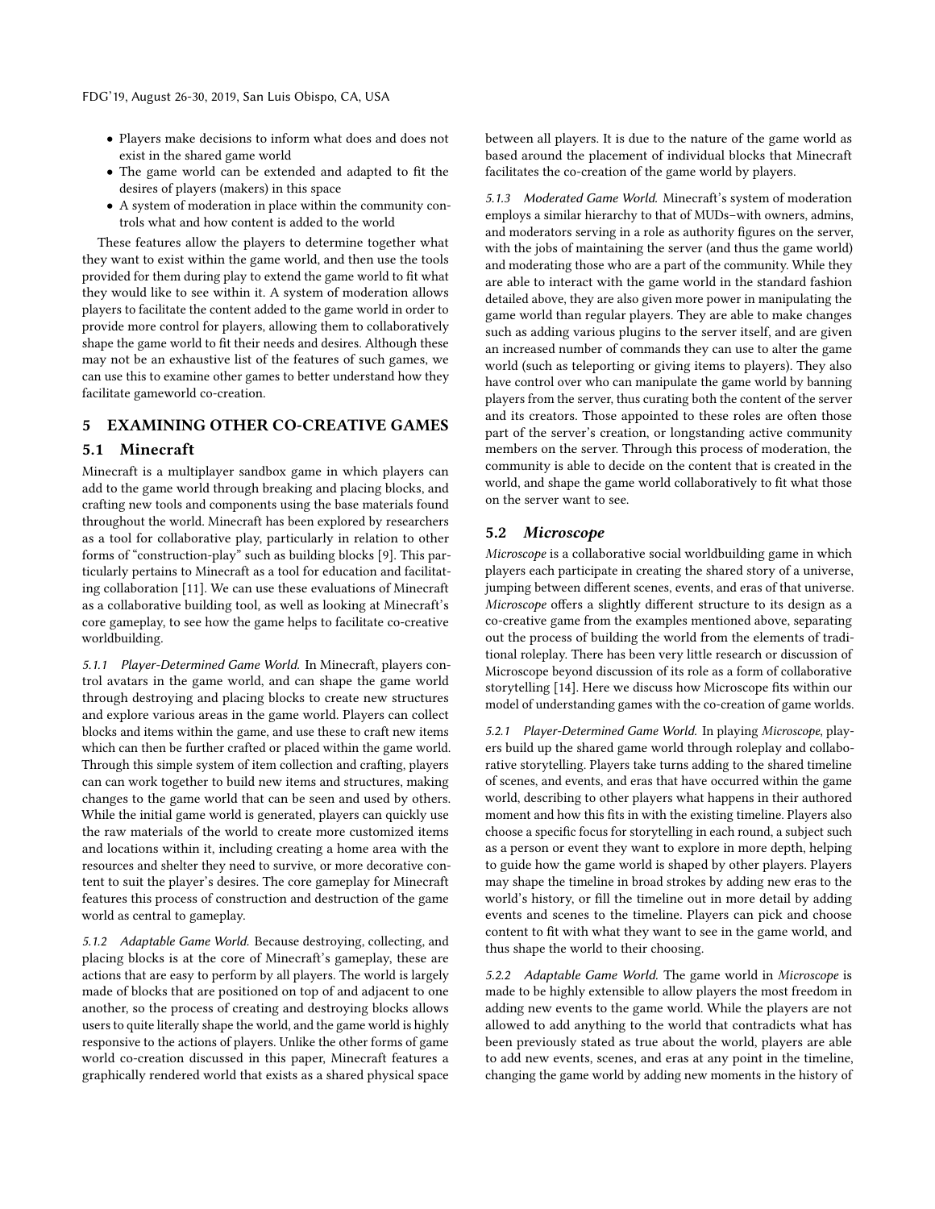- Players make decisions to inform what does and does not exist in the shared game world
- The game world can be extended and adapted to fit the desires of players (makers) in this space
- A system of moderation in place within the community controls what and how content is added to the world

These features allow the players to determine together what they want to exist within the game world, and then use the tools provided for them during play to extend the game world to fit what they would like to see within it. A system of moderation allows players to facilitate the content added to the game world in order to provide more control for players, allowing them to collaboratively shape the game world to fit their needs and desires. Although these may not be an exhaustive list of the features of such games, we can use this to examine other games to better understand how they facilitate gameworld co-creation.

## 5 EXAMINING OTHER CO-CREATIVE GAMES

### 5.1 Minecraft

Minecraft is a multiplayer sandbox game in which players can add to the game world through breaking and placing blocks, and crafting new tools and components using the base materials found throughout the world. Minecraft has been explored by researchers as a tool for collaborative play, particularly in relation to other forms of "construction-play" such as building blocks [9]. This particularly pertains to Minecraft as a tool for education and facilitating collaboration [11]. We can use these evaluations of Minecraft as a collaborative building tool, as well as looking at Minecraft's core gameplay, to see how the game helps to facilitate co-creative worldbuilding.

*5.1.1 Player-Determined Game World.* In Minecraft, players control avatars in the game world, and can shape the game world through destroying and placing blocks to create new structures and explore various areas in the game world. Players can collect blocks and items within the game, and use these to craft new items which can then be further crafted or placed within the game world. Through this simple system of item collection and crafting, players can can work together to build new items and structures, making changes to the game world that can be seen and used by others. While the initial game world is generated, players can quickly use the raw materials of the world to create more customized items and locations within it, including creating a home area with the resources and shelter they need to survive, or more decorative content to suit the player's desires. The core gameplay for Minecraft features this process of construction and destruction of the game world as central to gameplay.

*5.1.2 Adaptable Game World.* Because destroying, collecting, and placing blocks is at the core of Minecraft's gameplay, these are actions that are easy to perform by all players. The world is largely made of blocks that are positioned on top of and adjacent to one another, so the process of creating and destroying blocks allows users to quite literally shape the world, and the game world is highly responsive to the actions of players. Unlike the other forms of game world co-creation discussed in this paper, Minecraft features a graphically rendered world that exists as a shared physical space between all players. It is due to the nature of the game world as based around the placement of individual blocks that Minecraft facilitates the co-creation of the game world by players.

*5.1.3 Moderated Game World.* Minecraft's system of moderation employs a similar hierarchy to that of MUDs–with owners, admins, and moderators serving in a role as authority figures on the server, with the jobs of maintaining the server (and thus the game world) and moderating those who are a part of the community. While they are able to interact with the game world in the standard fashion detailed above, they are also given more power in manipulating the game world than regular players. They are able to make changes such as adding various plugins to the server itself, and are given an increased number of commands they can use to alter the game world (such as teleporting or giving items to players). They also have control over who can manipulate the game world by banning players from the server, thus curating both the content of the server and its creators. Those appointed to these roles are often those part of the server's creation, or longstanding active community members on the server. Through this process of moderation, the community is able to decide on the content that is created in the world, and shape the game world collaboratively to fit what those on the server want to see.

### 5.2 *Microscope*

*Microscope* is a collaborative social worldbuilding game in which players each participate in creating the shared story of a universe, jumping between different scenes, events, and eras of that universe. *Microscope* offers a slightly different structure to its design as a co-creative game from the examples mentioned above, separating out the process of building the world from the elements of traditional roleplay. There has been very little research or discussion of Microscope beyond discussion of its role as a form of collaborative storytelling [14]. Here we discuss how Microscope fits within our model of understanding games with the co-creation of game worlds.

*5.2.1 Player-Determined Game World.* In playing *Microscope*, players build up the shared game world through roleplay and collaborative storytelling. Players take turns adding to the shared timeline of scenes, and events, and eras that have occurred within the game world, describing to other players what happens in their authored moment and how this fits in with the existing timeline. Players also choose a specific focus for storytelling in each round, a subject such as a person or event they want to explore in more depth, helping to guide how the game world is shaped by other players. Players may shape the timeline in broad strokes by adding new eras to the world's history, or fill the timeline out in more detail by adding events and scenes to the timeline. Players can pick and choose content to fit with what they want to see in the game world, and thus shape the world to their choosing.

*5.2.2 Adaptable Game World.* The game world in *Microscope* is made to be highly extensible to allow players the most freedom in adding new events to the game world. While the players are not allowed to add anything to the world that contradicts what has been previously stated as true about the world, players are able to add new events, scenes, and eras at any point in the timeline, changing the game world by adding new moments in the history of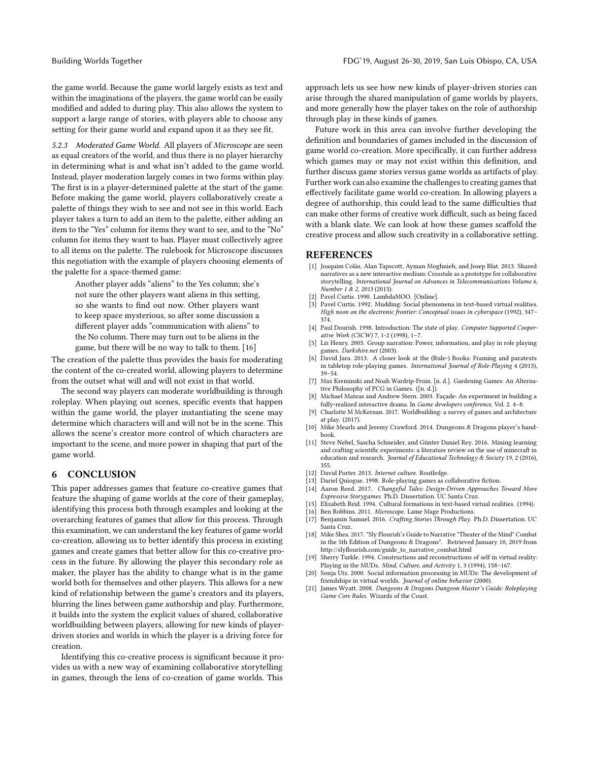the game world. Because the game world largely exists as text and within the imaginations of the players, the game world can be easily modified and added to during play. This also allows the system to support a large range of stories, with players able to choose any setting for their game world and expand upon it as they see fit.

*5.2.3 Moderated Game World.* All players of *Microscope* are seen as equal creators of the world, and thus there is no player hierarchy in determining what is and what isn't added to the game world. Instead, player moderation largely comes in two forms within play. The first is in a player-determined palette at the start of the game. Before making the game world, players collaboratively create a palette of things they wish to see and not see in this world. Each player takes a turn to add an item to the palette, either adding an item to the "Yes" column for items they want to see, and to the "No" column for items they want to ban. Player must collectively agree to all items on the palette. The rulebook for Microscope discusses this negotiation with the example of players choosing elements of the palette for a space-themed game:

> Another player adds "aliens" to the Yes column; she's not sure the other players want aliens in this setting, so she wants to find out now. Other players want to keep space mysterious, so after some discussion a different player adds "communication with aliens" to the No column. There may turn out to be aliens in the game, but there will be no way to talk to them. [16]

The creation of the palette thus provides the basis for moderating the content of the co-created world, allowing players to determine from the outset what will and will not exist in that world.

The second way players can moderate worldbuilding is through roleplay. When playing out scenes, specific events that happen within the game world, the player instantiating the scene may determine which characters will and will not be in the scene. This allows the scene's creator more control of which characters are important to the scene, and more power in shaping that part of the game world.

## 6 CONCLUSION

This paper addresses games that feature co-creative games that feature the shaping of game worlds at the core of their gameplay, identifying this process both through examples and looking at the overarching features of games that allow for this process. Through this examination, we can understand the key features of game world co-creation, allowing us to better identify this process in existing games and create games that better allow for this co-creative process in the future. By allowing the player this secondary role as maker, the player has the ability to change what is in the game world both for themselves and other players. This allows for a new kind of relationship between the game's creators and its players, blurring the lines between game authorship and play. Furthermore, it builds into the system the explicit values of shared, collaborative worldbuilding between players, allowing for new kinds of player-driven stories and worlds in which the player is a driving force for creation.

Identifying this co-creative process is significant because it provides us with a new way of examining collaborative storytelling in games, through the lens of co-creation of game worlds. This approach lets us see how new kinds of player-driven stories can arise through the shared manipulation of game worlds by players, and more generally how the player takes on the role of authorship through play in these kinds of games.

Future work in this area can involve further developing the definition and boundaries of games included in the discussion of game world co-creation. More specifically, it can further address which games may or may not exist within this definition, and further discuss game stories versus game worlds as artifacts of play. Further work can also examine the challenges to creating games that effectively facilitate game world co-creation. In allowing players a degree of authorship, this could lead to the same difficulties that can make other forms of creative work difficult, such as being faced with a blank slate. We can look at how these games scaffold the creative process and allow such creativity in a collaborative setting.

## REFERENCES

- [1] Joaquim Colás, Alan Tapscott, Ayman Moghnieh, and Josep Blat. 2013. Shared narratives as a new interactive medium: Crosstale as a prototype for collaborative storytelling. *International Journal on Advances in Telecommunications Volume 6, Number 1 & 2, 2013* (2013).
- [2] Pavel Curtis. 1990. LambdaMOO. [Online].
- [3] Pavel Curtis. 1992. Mudding: Social phenomena in text-based virtual realities. *High noon on the electronic frontier: Conceptual issues in cyberspace* (1992), 347–374.
- [4] Paul Dourish. 1998. Introduction: The state of play. *Computer Supported Cooperative Work (CSCW)* 7, 1-2 (1998), 1–7.
- [5] Liz Henry. 2003. Group narration: Power, information, and play in role playing games. *Darkshire.net* (2003).
- [6] David Jara. 2013. A closer look at the (Rule-) Books: Framing and paratexts in tabletop role-playing games. *International Journal of Role-Playing* 4 (2013), 39–54.
- [7] Max Kreminski and Noah Wardrip-Fruin. [n. d.]. Gardening Games: An Alternative Philosophy of PCG in Games. ([n. d.]).
- [8] Michael Mateas and Andrew Stern. 2003. Façade: An experiment in building a fully-realized interactive drama. In *Game developers conference*, Vol. 2. 4–8.
- [9] Charlotte M McKernan. 2017. Worldbuilding: a survey of games and architecture at play. (2017).
- [10] Mike Mearls and Jeremy Crawford. 2014. Dungeons & Dragons player's handbook.
- [11] Steve Nebel, Sascha Schneider, and Günter Daniel Rey. 2016. Mining learning and crafting scientific experiments: a literature review on the use of minecraft in education and research. *Journal of Educational Technology & Society* 19, 2 (2016), 355.
- [12] David Porter. 2013. *Internet culture.* Routledge.
- [13] Dariel Quiogue. 1998. Role-playing games as collaborative fiction.
- [14] Aaron Reed. 2017. *Changeful Tales: Design-Driven Approaches Toward More Expressive Storygames.* Ph.D. Dissertation. UC Santa Cruz.
- [15] Elizabeth Reid. 1994. Cultural formations in text-based virtual realities. (1994).
- [16] Ben Robbins. 2011. *Microscope.* Lame Mage Productions.
- [17] Benjamin Samuel. 2016. *Crafting Stories Through Play.* Ph.D. Dissertation. UC Santa Cruz.
- [18] Mike Shea. 2017. "Sly Flourish's Guide to Narrative "Theater of the Mind" Combat in the 5th Edition of Dungeons & Dragons". Retrieved January 10, 2019 from http://slyflourish.com/guide_to_narrative_combat.html
- [19] Sherry Turkle. 1994. Constructions and reconstructions of self in virtual reality: Playing in the MUDs. *Mind, Culture, and Activity* 1, 3 (1994), 158–167.
- [20] Sonja Utz. 2000. Social information processing in MUDs: The development of friendships in virtual worlds. *Journal of online behavior* (2000).
- [21] James Wyatt. 2008. *Dungeons & Dragons Dungeon Master's Guide: Roleplaying Game Core Rules.* Wizards of the Coast.